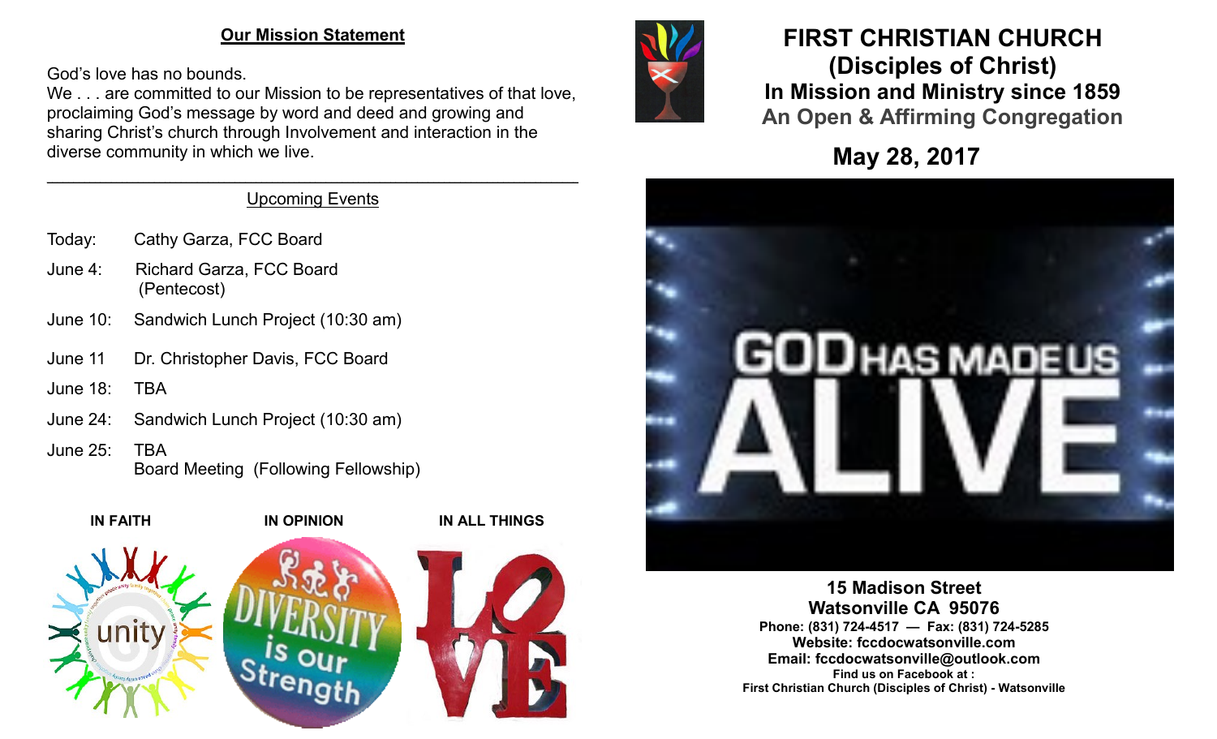## Our Mission Statement

God's love has no bounds.
We . . . are committed to our Mission to be representatives of that love, proclaiming God's message by word and deed and growing and sharing Christ's church through Involvement and interaction in the diverse community in which we live.

---

### Upcoming Events

| | |
|---|---|
| Today: | Cathy Garza, FCC Board |
| June 4: | Richard Garza, FCC Board (Pentecost) |
| June 10: | Sandwich Lunch Project (10:30 am) |
| June 11 | Dr. Christopher Davis, FCC Board |
| June 18: | TBA |
| June 24: | Sandwich Lunch Project (10:30 am) |
| June 25: | TBA<br>Board Meeting (Following Fellowship) |

**IN FAITH** **IN OPINION** **IN ALL THINGS**

# FIRST CHRISTIAN CHURCH
# (Disciples of Christ)
## In Mission and Ministry since 1859
## An Open & Affirming Congregation

## May 28, 2017

**15 Madison Street**
**Watsonville CA 95076**
**Phone: (831) 724-4517 — Fax: (831) 724-5285**
**Website: fccdocwatsonville.com**
**Email: fccdocwatsonville@outlook.com**
**Find us on Facebook at :**
**First Christian Church (Disciples of Christ) - Watsonville**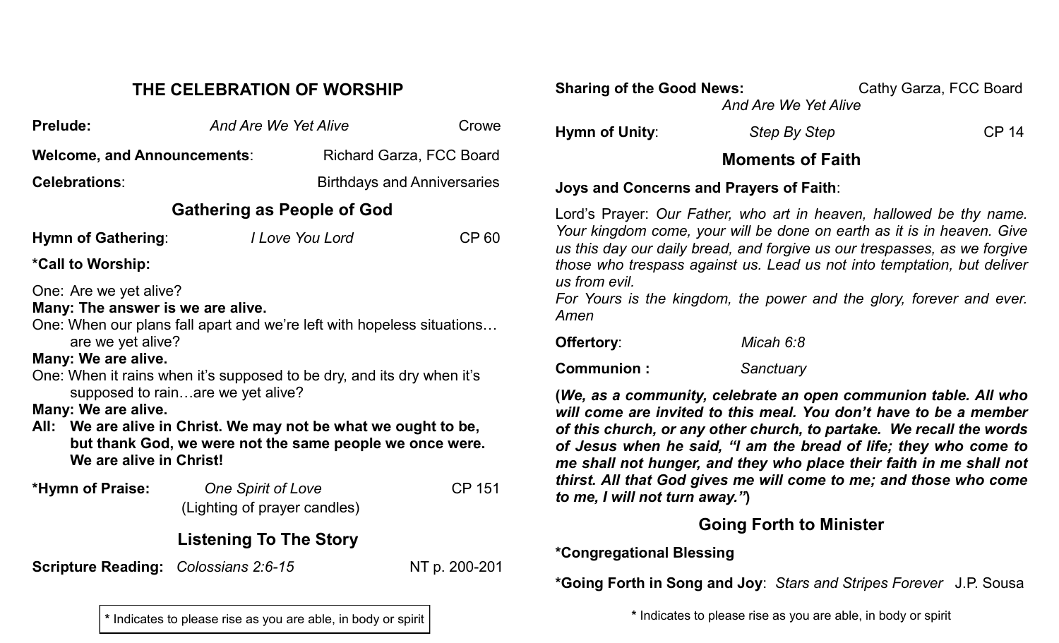## THE CELEBRATION OF WORSHIP

**Prelude:** *And Are We Yet Alive* Crowe

**Welcome, and Announcements**: Richard Garza, FCC Board

**Celebrations**: Birthdays and Anniversaries

### Gathering as People of God

**Hymn of Gathering**: *I Love You Lord* CP 60

***Call to Worship:**

One: Are we yet alive?
**Many: The answer is we are alive.**
One: When our plans fall apart and we're left with hopeless situations… are we yet alive?
**Many: We are alive.**
One: When it rains when it's supposed to be dry, and its dry when it's supposed to rain…are we yet alive?
**Many: We are alive.**
**All: We are alive in Christ. We may not be what we ought to be, but thank God, we were not the same people we once were. We are alive in Christ!**

***Hymn of Praise:** *One Spirit of Love* CP 151
(Lighting of prayer candles)

### Listening To The Story

**Scripture Reading:** *Colossians 2:6-15* NT p. 200-201

* Indicates to please rise as you are able, in body or spirit

**Sharing of the Good News:** Cathy Garza, FCC Board
*And Are We Yet Alive*

**Hymn of Unity**: *Step By Step* CP 14

### Moments of Faith

**Joys and Concerns and Prayers of Faith**:

Lord's Prayer: *Our Father, who art in heaven, hallowed be thy name. Your kingdom come, your will be done on earth as it is in heaven. Give us this day our daily bread, and forgive us our trespasses, as we forgive those who trespass against us. Lead us not into temptation, but deliver us from evil.*
*For Yours is the kingdom, the power and the glory, forever and ever. Amen*

**Offertory**: *Micah 6:8*

**Communion :** *Sanctuary*

**(*We, as a community, celebrate an open communion table. All who will come are invited to this meal. You don't have to be a member of this church, or any other church, to partake. We recall the words of Jesus when he said, "I am the bread of life; they who come to me shall not hunger, and they who place their faith in me shall not thirst. All that God gives me will come to me; and those who come to me, I will not turn away."*)**

### Going Forth to Minister

***Congregational Blessing**

***Going Forth in Song and Joy**: *Stars and Stripes Forever* J.P. Sousa

* Indicates to please rise as you are able, in body or spirit